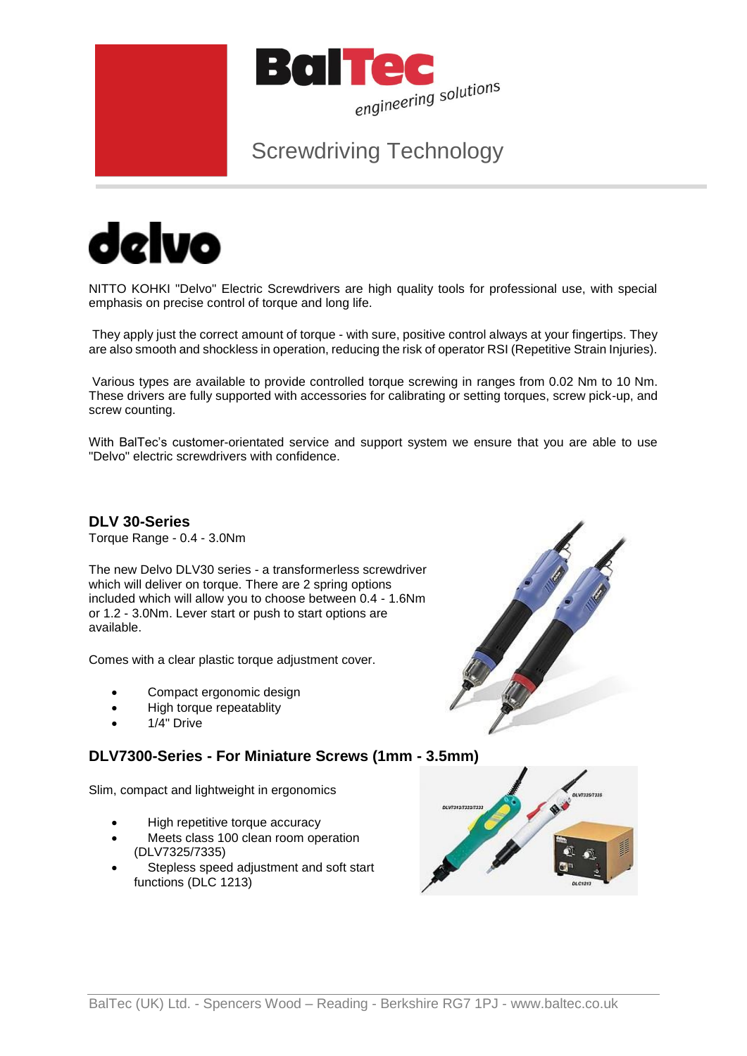# BalTec

engineering solutions

Screwdriving Technology

# delvo

NITTO KOHKI "Delvo" Electric Screwdrivers are high quality tools for professional use, with special emphasis on precise control of torque and long life.

They apply just the correct amount of torque - with sure, positive control always at your fingertips. They are also smooth and shockless in operation, reducing the risk of operator RSI (Repetitive Strain Injuries).

Various types are available to provide controlled torque screwing in ranges from 0.02 Nm to 10 Nm. These drivers are fully supported with accessories for calibrating or setting torques, screw pick-up, and screw counting.

With BalTec's customer-orientated service and support system we ensure that you are able to use "Delvo" electric screwdrivers with confidence.

## DLV 30-Series

Torque Range - 0.4 - 3.0Nm

The new Delvo DLV30 series - a transformerless screwdriver which will deliver on torque. There are 2 spring options included which will allow you to choose between 0.4 - 1.6Nm or 1.2 - 3.0Nm. Lever start or push to start options are available.

Comes with a clear plastic torque adjustment cover.

- Compact ergonomic design
- High torque repeatablity
- 1/4" Drive

## DLV7300-Series - For Miniature Screws (1mm - 3.5mm)

Slim, compact and lightweight in ergonomics

- High repetitive torque accuracy
- Meets class 100 clean room operation (DLV7325/7335)
- Stepless speed adjustment and soft start functions (DLC 1213)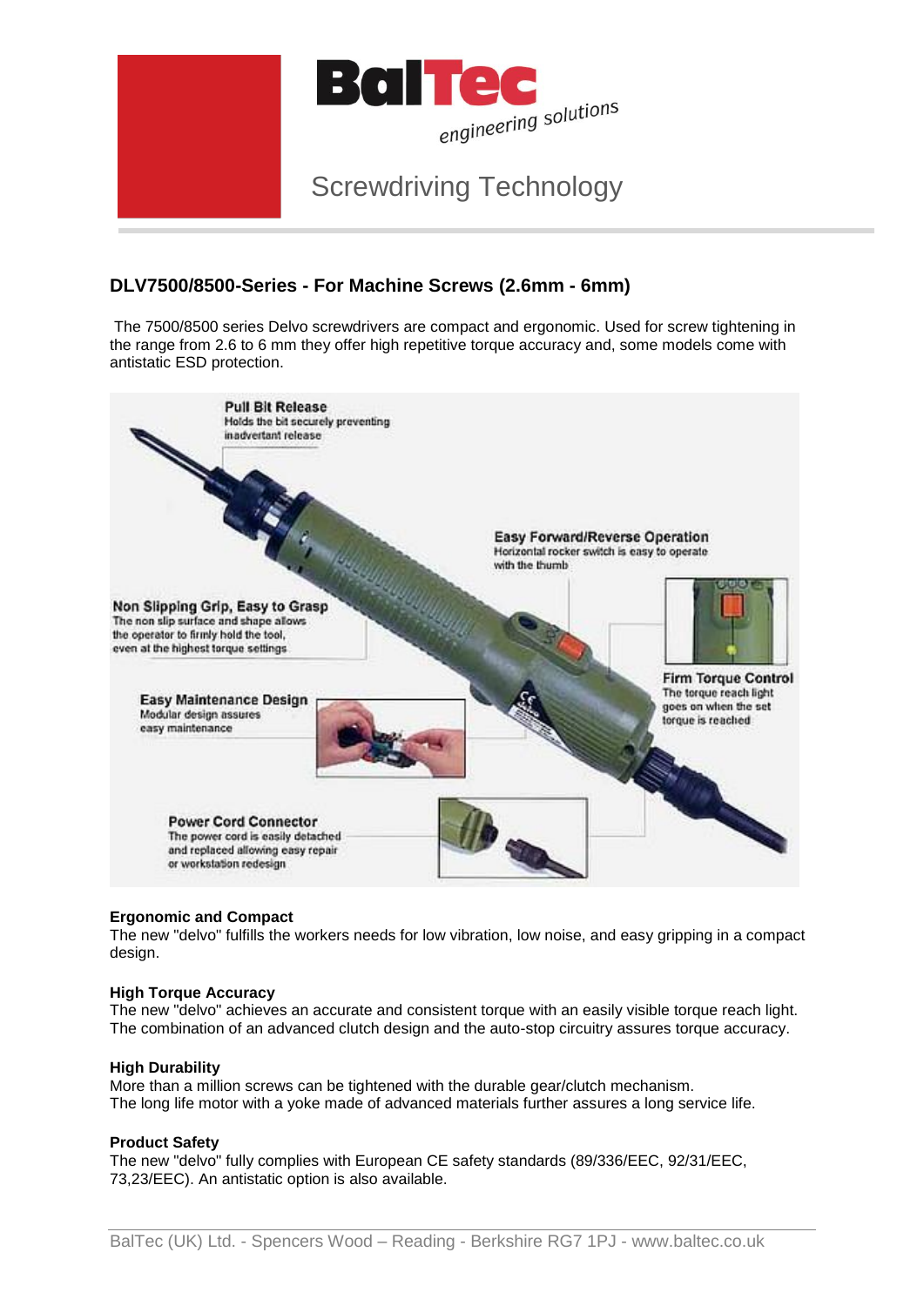# DLV7500/8500-Series - For Machine Screws (2.6mm - 6mm)

The 7500/8500 series Delvo screwdrivers are compact and ergonomic. Used for screw tightening in the range from 2.6 to 6 mm they offer high repetitive torque accuracy and, some models come with antistatic ESD protection.

**Pull Bit Release**
Holds the bit securely preventing inadvertant release

**Easy Forward/Reverse Operation**
Horizontal rocker switch is easy to operate with the thumb

**Non Slipping Grip, Easy to Grasp**
The non slip surface and shape allows the operator to firmly hold the tool, even at the highest torque settings

**Firm Torque Control**
The torque reach light goes on when the set torque is reached

**Easy Maintenance Design**
Modular design assures easy maintenance

**Power Cord Connector**
The power cord is easily detached and replaced allowing easy repair or workstation redesign

**Ergonomic and Compact**
The new "delvo" fulfills the workers needs for low vibration, low noise, and easy gripping in a compact design.

**High Torque Accuracy**
The new "delvo" achieves an accurate and consistent torque with an easily visible torque reach light. The combination of an advanced clutch design and the auto-stop circuitry assures torque accuracy.

**High Durability**
More than a million screws can be tightened with the durable gear/clutch mechanism.
The long life motor with a yoke made of advanced materials further assures a long service life.

**Product Safety**
The new "delvo" fully complies with European CE safety standards (89/336/EEC, 92/31/EEC, 73,23/EEC). An antistatic option is also available.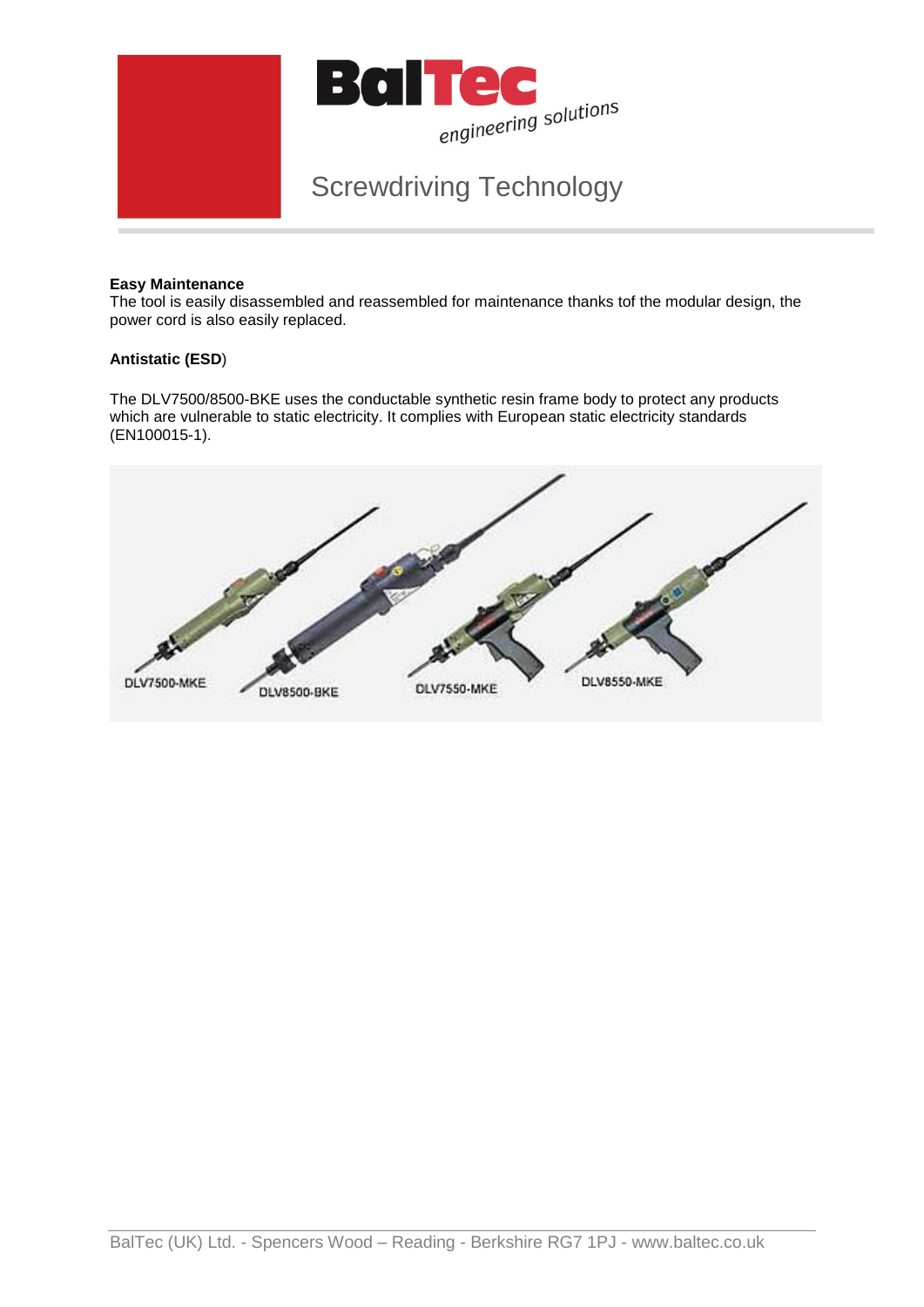**Easy Maintenance**
The tool is easily disassembled and reassembled for maintenance thanks tof the modular design, the power cord is also easily replaced.

**Antistatic (ESD**)

The DLV7500/8500-BKE uses the conductable synthetic resin frame body to protect any products which are vulnerable to static electricity. It complies with European static electricity standards (EN100015-1).

DLV7500-MKE

DLV8500-BKE

DLV7550-MKE

DLV8550-MKE